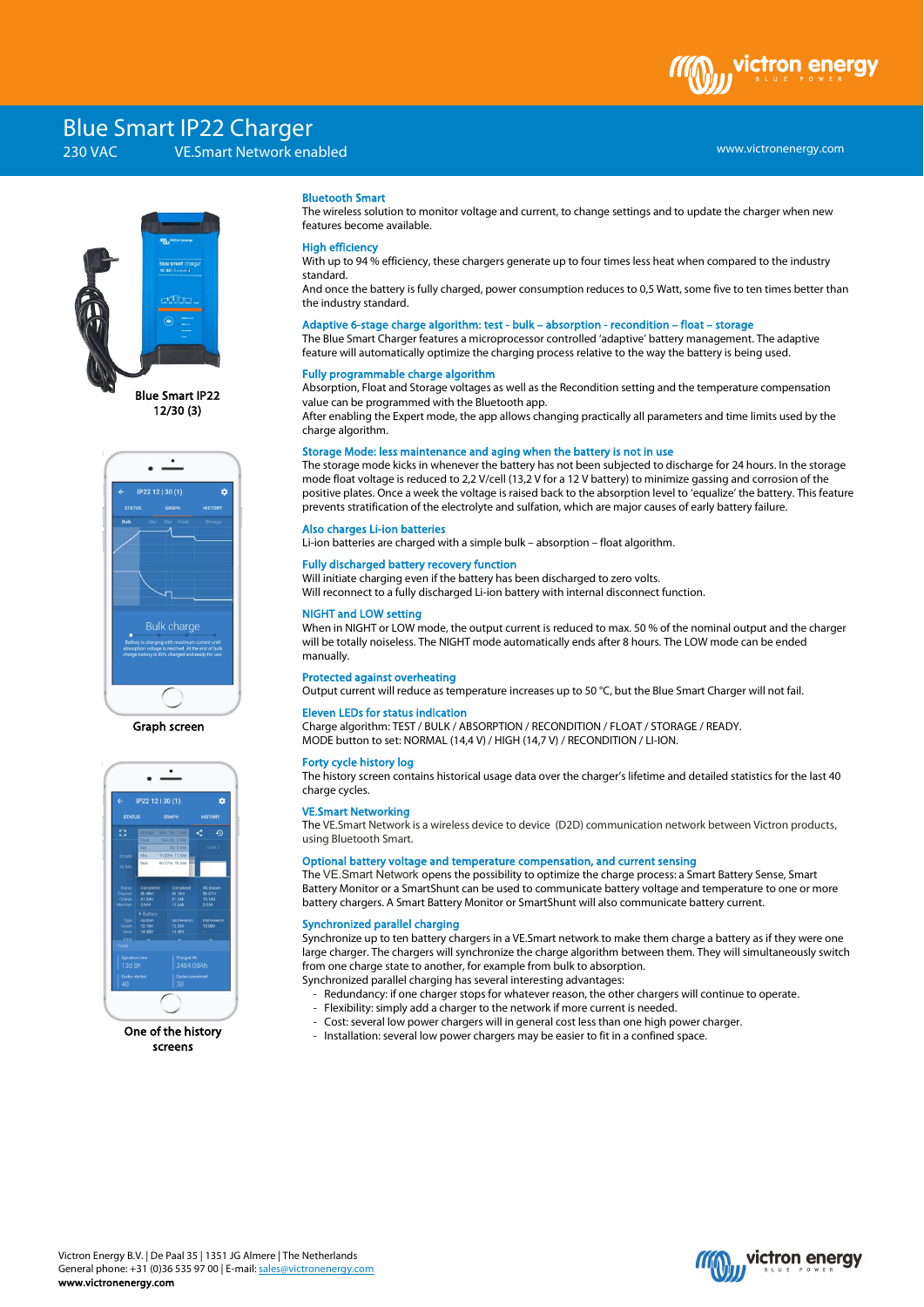# Blue Smart IP22 Charger

230 VAC VE.Smart Network enabled

www.victronenergy.com

Blue Smart IP22 12/30 (3)

Graph screen

One of the history screens

### Bluetooth Smart

The wireless solution to monitor voltage and current, to change settings and to update the charger when new features become available.

### High efficiency

With up to 94 % efficiency, these chargers generate up to four times less heat when compared to the industry standard.
And once the battery is fully charged, power consumption reduces to 0,5 Watt, some five to ten times better than the industry standard.

### Adaptive 6-stage charge algorithm: test - bulk – absorption - recondition – float – storage

The Blue Smart Charger features a microprocessor controlled 'adaptive' battery management. The adaptive feature will automatically optimize the charging process relative to the way the battery is being used.

### Fully programmable charge algorithm

Absorption, Float and Storage voltages as well as the Recondition setting and the temperature compensation value can be programmed with the Bluetooth app.
After enabling the Expert mode, the app allows changing practically all parameters and time limits used by the charge algorithm.

### Storage Mode: less maintenance and aging when the battery is not in use

The storage mode kicks in whenever the battery has not been subjected to discharge for 24 hours. In the storage mode float voltage is reduced to 2,2 V/cell (13,2 V for a 12 V battery) to minimize gassing and corrosion of the positive plates. Once a week the voltage is raised back to the absorption level to 'equalize' the battery. This feature prevents stratification of the electrolyte and sulfation, which are major causes of early battery failure.

### Also charges Li-ion batteries

Li-ion batteries are charged with a simple bulk – absorption – float algorithm.

### Fully discharged battery recovery function

Will initiate charging even if the battery has been discharged to zero volts.
Will reconnect to a fully discharged Li-ion battery with internal disconnect function.

### NIGHT and LOW setting

When in NIGHT or LOW mode, the output current is reduced to max. 50 % of the nominal output and the charger will be totally noiseless. The NIGHT mode automatically ends after 8 hours. The LOW mode can be ended manually.

### Protected against overheating

Output current will reduce as temperature increases up to 50 °C, but the Blue Smart Charger will not fail.

### Eleven LEDs for status indication

Charge algorithm: TEST / BULK / ABSORPTION / RECONDITION / FLOAT / STORAGE / READY.
MODE button to set: NORMAL (14,4 V) / HIGH (14,7 V) / RECONDITION / LI-ION.

### Forty cycle history log

The history screen contains historical usage data over the charger's lifetime and detailed statistics for the last 40 charge cycles.

### VE.Smart Networking

The VE.Smart Network is a wireless device to device (D2D) communication network between Victron products, using Bluetooth Smart.

### Optional battery voltage and temperature compensation, and current sensing

The VE.Smart Network opens the possibility to optimize the charge process: a Smart Battery Sense, Smart Battery Monitor or a SmartShunt can be used to communicate battery voltage and temperature to one or more battery chargers. A Smart Battery Monitor or SmartShunt will also communicate battery current.

### Synchronized parallel charging

Synchronize up to ten battery chargers in a VE.Smart network to make them charge a battery as if they were one large charger. The chargers will synchronize the charge algorithm between them. They will simultaneously switch from one charge state to another, for example from bulk to absorption.
Synchronized parallel charging has several interesting advantages:

- Redundancy: if one charger stops for whatever reason, the other chargers will continue to operate.
- Flexibility: simply add a charger to the network if more current is needed.
- Cost: several low power chargers will in general cost less than one high power charger.
- Installation: several low power chargers may be easier to fit in a confined space.

Victron Energy B.V. | De Paal 35 | 1351 JG Almere | The Netherlands
General phone: +31 (0)36 535 97 00 | E-mail: sales@victronenergy.com
**www.victronenergy.com**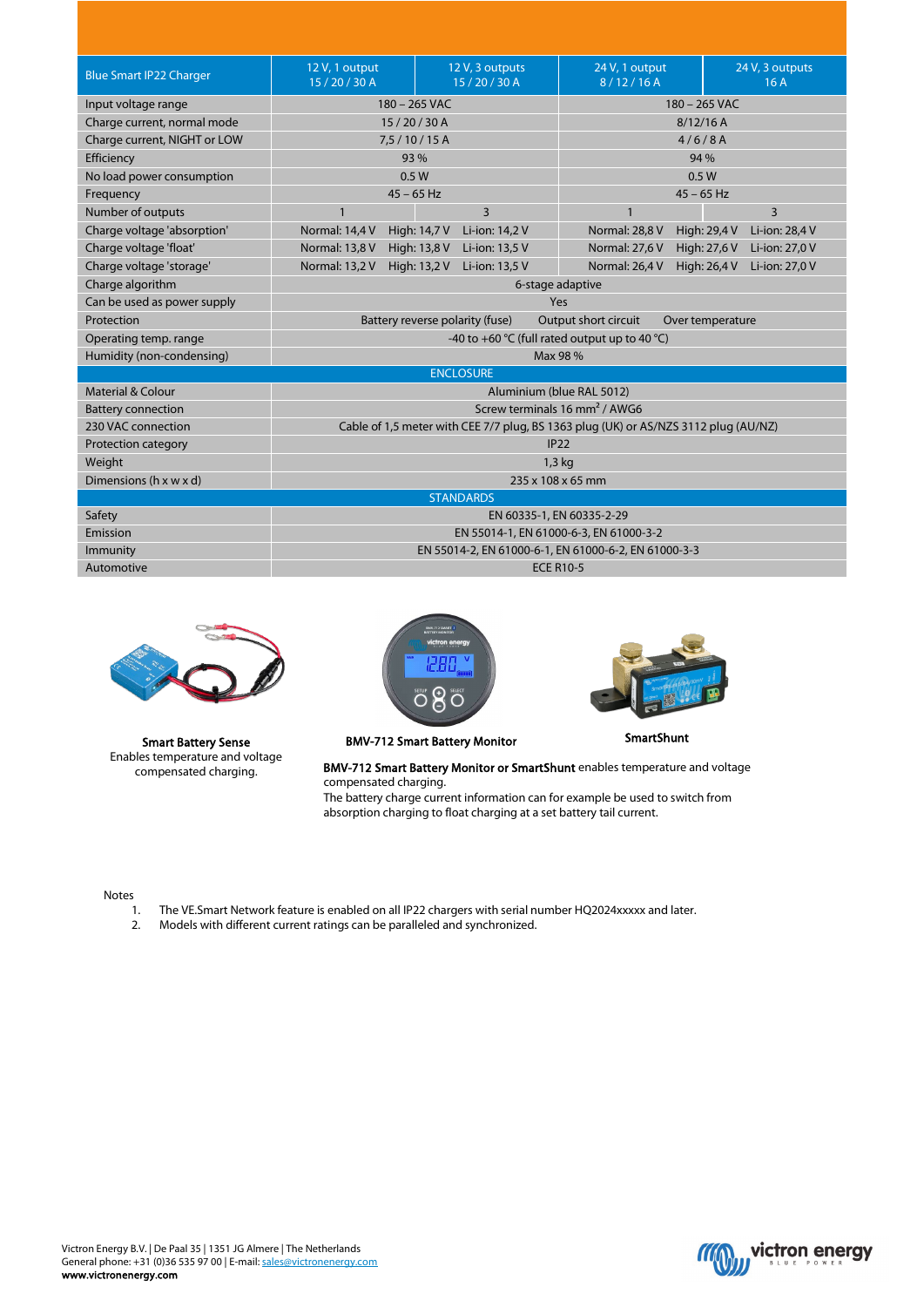| Blue Smart IP22 Charger | 12 V, 1 output 15 / 20 / 30 A | 12 V, 3 outputs 15 / 20 / 30 A | 24 V, 1 output 8 / 12 / 16 A | 24 V, 3 outputs 16 A |
|---|---|---|---|---|
| Input voltage range | 180 – 265 VAC | | 180 – 265 VAC | |
| Charge current, normal mode | 15 / 20 / 30 A | | 8/12/16 A | |
| Charge current, NIGHT or LOW | 7,5 / 10 / 15 A | | 4 / 6 / 8 A | |
| Efficiency | 93 % | | 94 % | |
| No load power consumption | 0.5 W | | 0.5 W | |
| Frequency | 45 – 65 Hz | | 45 – 65 Hz | |
| Number of outputs | 1 | 3 | 1 | 3 |
| Charge voltage 'absorption' | Normal: 14,4 V High: 14,7 V Li-ion: 14,2 V | | Normal: 28,8 V High: 29,4 V Li-ion: 28,4 V | |
| Charge voltage 'float' | Normal: 13,8 V High: 13,8 V Li-ion: 13,5 V | | Normal: 27,6 V High: 27,6 V Li-ion: 27,0 V | |
| Charge voltage 'storage' | Normal: 13,2 V High: 13,2 V Li-ion: 13,5 V | | Normal: 26,4 V High: 26,4 V Li-ion: 27,0 V | |
| Charge algorithm | 6-stage adaptive | | | |
| Can be used as power supply | Yes | | | |
| Protection | Battery reverse polarity (fuse) Output short circuit Over temperature | | | |
| Operating temp. range | -40 to +60 °C (full rated output up to 40 °C) | | | |
| Humidity (non-condensing) | Max 98 % | | | |
| **ENCLOSURE** | | | | |
| Material & Colour | Aluminium (blue RAL 5012) | | | |
| Battery connection | Screw terminals 16 mm² / AWG6 | | | |
| 230 VAC connection | Cable of 1,5 meter with CEE 7/7 plug, BS 1363 plug (UK) or AS/NZS 3112 plug (AU/NZ) | | | |
| Protection category | IP22 | | | |
| Weight | 1,3 kg | | | |
| Dimensions (h x w x d) | 235 x 108 x 65 mm | | | |
| **STANDARDS** | | | | |
| Safety | EN 60335-1, EN 60335-2-29 | | | |
| Emission | EN 55014-1, EN 61000-6-3, EN 61000-3-2 | | | |
| Immunity | EN 55014-2, EN 61000-6-1, EN 61000-6-2, EN 61000-3-3 | | | |
| Automotive | ECE R10-5 | | | |

**Smart Battery Sense**
Enables temperature and voltage compensated charging.

**BMV-712 Smart Battery Monitor**

**SmartShunt**

**BMV-712 Smart Battery Monitor or SmartShunt** enables temperature and voltage compensated charging.
The battery charge current information can for example be used to switch from absorption charging to float charging at a set battery tail current.

Notes

1. The VE.Smart Network feature is enabled on all IP22 chargers with serial number HQ2024xxxxx and later.
2. Models with different current ratings can be paralleled and synchronized.

Victron Energy B.V. | De Paal 35 | 1351 JG Almere | The Netherlands
General phone: +31 (0)36 535 97 00 | E-mail: sales@victronenergy.com
**www.victronenergy.com**